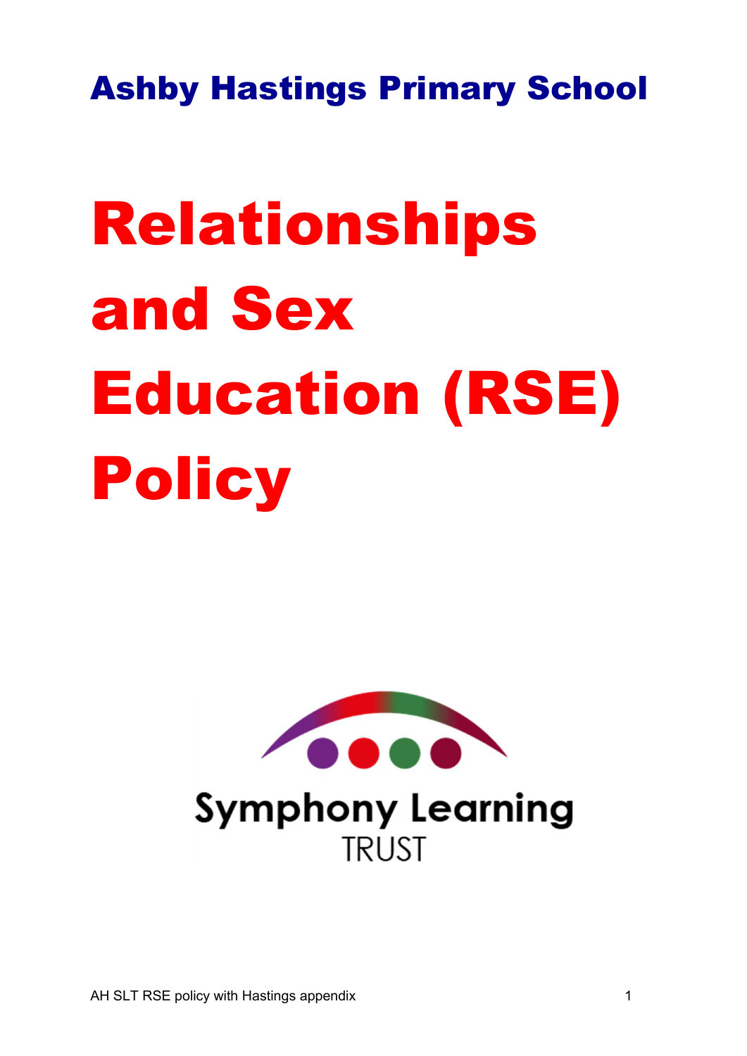# Ashby Hastings Primary School

# Relationships and Sex Education (RSE) Policy

Symphony Learning TRUST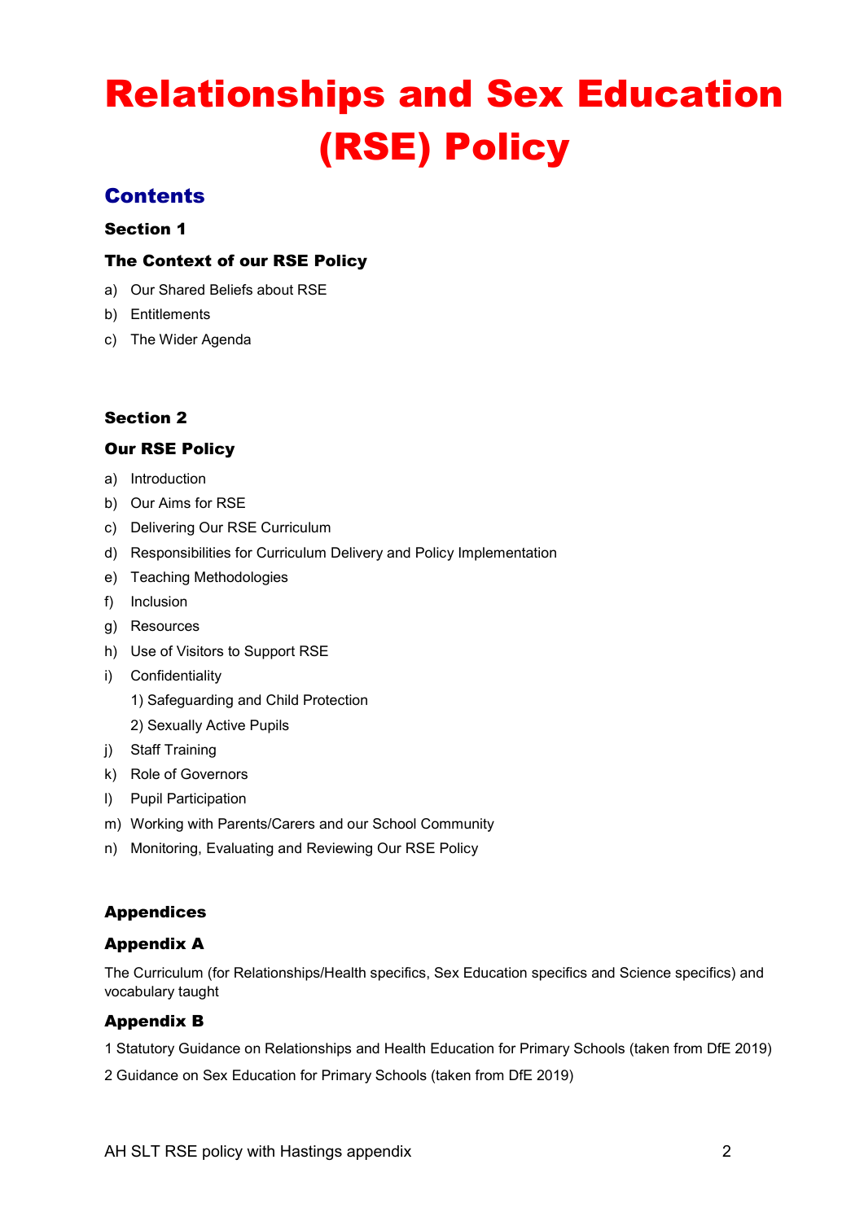# Relationships and Sex Education (RSE) Policy

## Contents

### Section 1

### The Context of our RSE Policy

a) Our Shared Beliefs about RSE

b) Entitlements

c) The Wider Agenda

### Section 2

### Our RSE Policy

a) Introduction

b) Our Aims for RSE

c) Delivering Our RSE Curriculum

d) Responsibilities for Curriculum Delivery and Policy Implementation

e) Teaching Methodologies

f) Inclusion

g) Resources

h) Use of Visitors to Support RSE

i) Confidentiality

  1) Safeguarding and Child Protection

  2) Sexually Active Pupils

j) Staff Training

k) Role of Governors

l) Pupil Participation

m) Working with Parents/Carers and our School Community

n) Monitoring, Evaluating and Reviewing Our RSE Policy

### Appendices

### Appendix A

The Curriculum (for Relationships/Health specifics, Sex Education specifics and Science specifics) and vocabulary taught

### Appendix B

1 Statutory Guidance on Relationships and Health Education for Primary Schools (taken from DfE 2019)

2 Guidance on Sex Education for Primary Schools (taken from DfE 2019)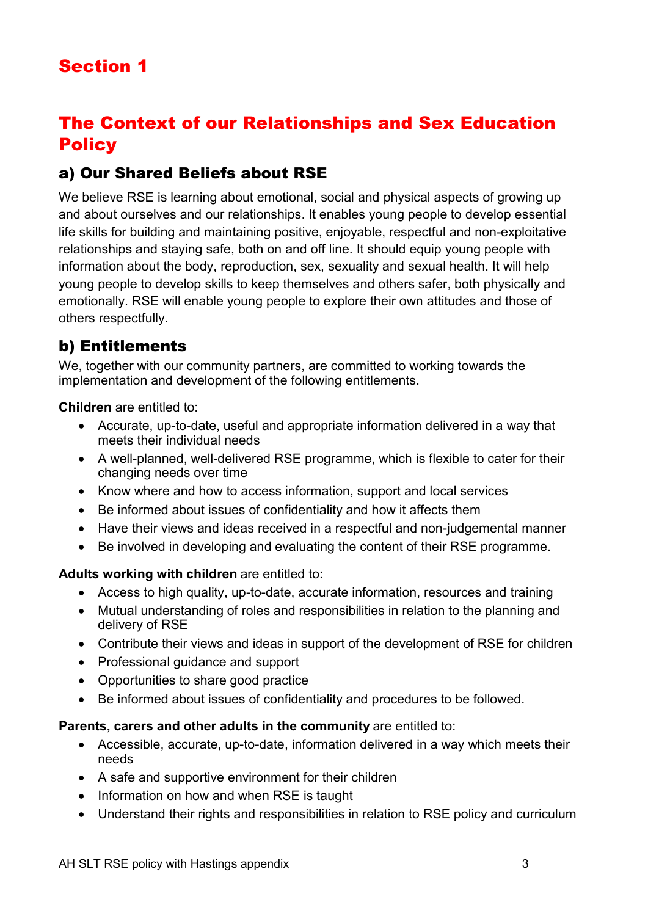# Section 1

# The Context of our Relationships and Sex Education Policy

## a) Our Shared Beliefs about RSE

We believe RSE is learning about emotional, social and physical aspects of growing up and about ourselves and our relationships. It enables young people to develop essential life skills for building and maintaining positive, enjoyable, respectful and non-exploitative relationships and staying safe, both on and off line. It should equip young people with information about the body, reproduction, sex, sexuality and sexual health. It will help young people to develop skills to keep themselves and others safer, both physically and emotionally. RSE will enable young people to explore their own attitudes and those of others respectfully.

## b) Entitlements

We, together with our community partners, are committed to working towards the implementation and development of the following entitlements.

**Children** are entitled to:

- Accurate, up-to-date, useful and appropriate information delivered in a way that meets their individual needs
- A well-planned, well-delivered RSE programme, which is flexible to cater for their changing needs over time
- Know where and how to access information, support and local services
- Be informed about issues of confidentiality and how it affects them
- Have their views and ideas received in a respectful and non-judgemental manner
- Be involved in developing and evaluating the content of their RSE programme.

**Adults working with children** are entitled to:

- Access to high quality, up-to-date, accurate information, resources and training
- Mutual understanding of roles and responsibilities in relation to the planning and delivery of RSE
- Contribute their views and ideas in support of the development of RSE for children
- Professional guidance and support
- Opportunities to share good practice
- Be informed about issues of confidentiality and procedures to be followed.

**Parents, carers and other adults in the community** are entitled to:

- Accessible, accurate, up-to-date, information delivered in a way which meets their needs
- A safe and supportive environment for their children
- Information on how and when RSE is taught
- Understand their rights and responsibilities in relation to RSE policy and curriculum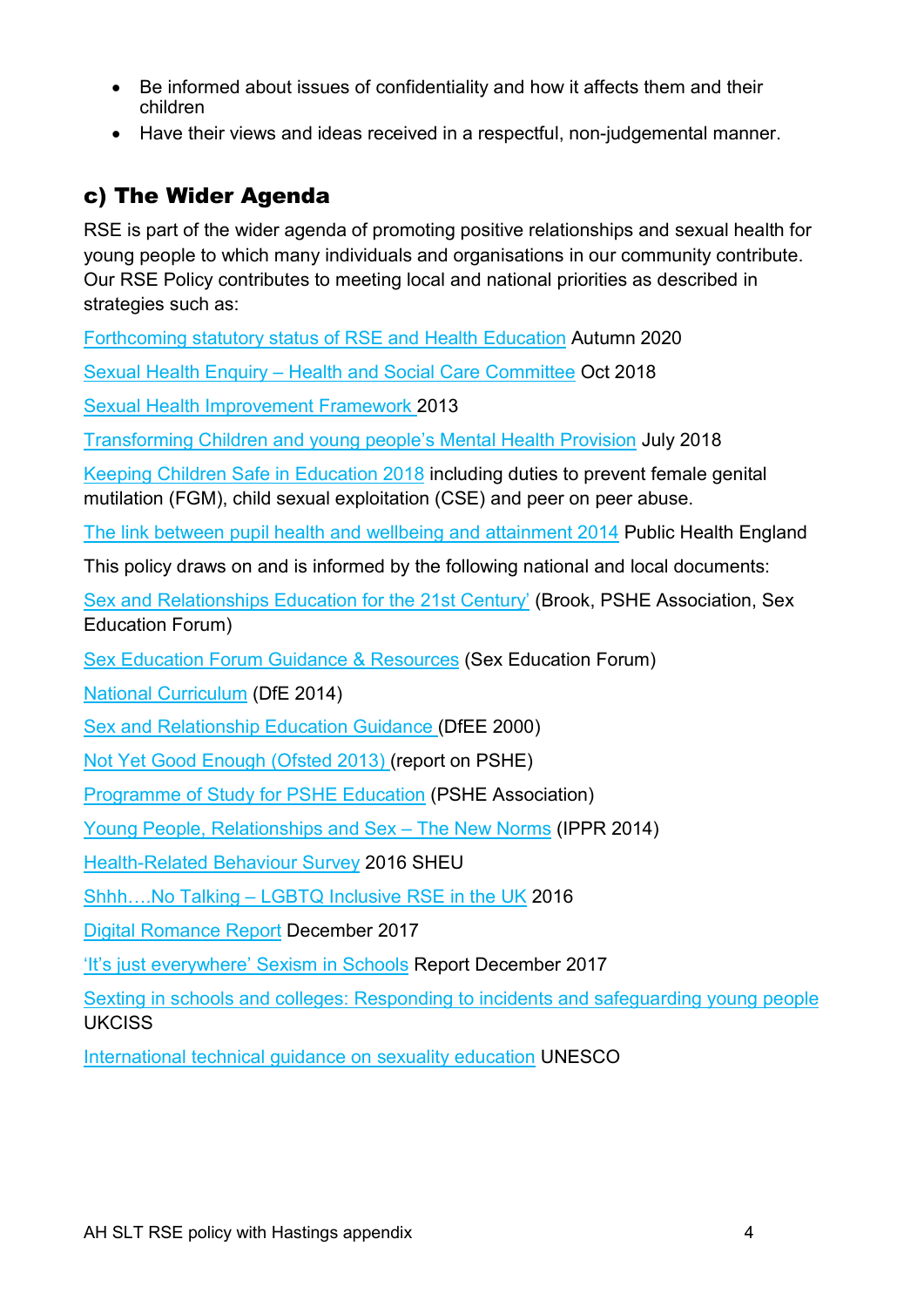- Be informed about issues of confidentiality and how it affects them and their children
- Have their views and ideas received in a respectful, non-judgemental manner.

## c) The Wider Agenda

RSE is part of the wider agenda of promoting positive relationships and sexual health for young people to which many individuals and organisations in our community contribute. Our RSE Policy contributes to meeting local and national priorities as described in strategies such as:

Forthcoming statutory status of RSE and Health Education Autumn 2020

Sexual Health Enquiry – Health and Social Care Committee Oct 2018

Sexual Health Improvement Framework 2013

Transforming Children and young people's Mental Health Provision July 2018

Keeping Children Safe in Education 2018 including duties to prevent female genital mutilation (FGM), child sexual exploitation (CSE) and peer on peer abuse.

The link between pupil health and wellbeing and attainment 2014 Public Health England

This policy draws on and is informed by the following national and local documents:

Sex and Relationships Education for the 21st Century' (Brook, PSHE Association, Sex Education Forum)

Sex Education Forum Guidance & Resources (Sex Education Forum)

National Curriculum (DfE 2014)

Sex and Relationship Education Guidance (DfEE 2000)

Not Yet Good Enough (Ofsted 2013) (report on PSHE)

Programme of Study for PSHE Education (PSHE Association)

Young People, Relationships and Sex – The New Norms (IPPR 2014)

Health-Related Behaviour Survey 2016 SHEU

Shhh….No Talking – LGBTQ Inclusive RSE in the UK 2016

Digital Romance Report December 2017

'It's just everywhere' Sexism in Schools Report December 2017

Sexting in schools and colleges: Responding to incidents and safeguarding young people UKCISS

International technical guidance on sexuality education UNESCO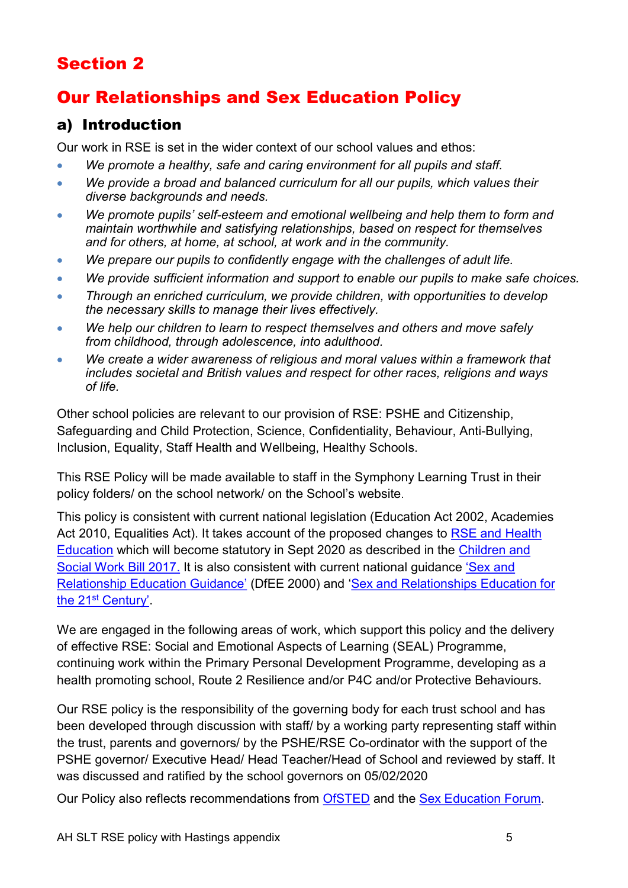# Section 2

# Our Relationships and Sex Education Policy

## a) Introduction

Our work in RSE is set in the wider context of our school values and ethos:

- *We promote a healthy, safe and caring environment for all pupils and staff.*
- *We provide a broad and balanced curriculum for all our pupils, which values their diverse backgrounds and needs.*
- *We promote pupils' self-esteem and emotional wellbeing and help them to form and maintain worthwhile and satisfying relationships, based on respect for themselves and for others, at home, at school, at work and in the community.*
- *We prepare our pupils to confidently engage with the challenges of adult life.*
- *We provide sufficient information and support to enable our pupils to make safe choices.*
- *Through an enriched curriculum, we provide children, with opportunities to develop the necessary skills to manage their lives effectively.*
- *We help our children to learn to respect themselves and others and move safely from childhood, through adolescence, into adulthood.*
- *We create a wider awareness of religious and moral values within a framework that includes societal and British values and respect for other races, religions and ways of life.*

Other school policies are relevant to our provision of RSE: PSHE and Citizenship, Safeguarding and Child Protection, Science, Confidentiality, Behaviour, Anti-Bullying, Inclusion, Equality, Staff Health and Wellbeing, Healthy Schools.

This RSE Policy will be made available to staff in the Symphony Learning Trust in their policy folders/ on the school network/ on the School's website.

This policy is consistent with current national legislation (Education Act 2002, Academies Act 2010, Equalities Act). It takes account of the proposed changes to RSE and Health Education which will become statutory in Sept 2020 as described in the Children and Social Work Bill 2017. It is also consistent with current national guidance 'Sex and Relationship Education Guidance' (DfEE 2000) and 'Sex and Relationships Education for the 21st Century'.

We are engaged in the following areas of work, which support this policy and the delivery of effective RSE: Social and Emotional Aspects of Learning (SEAL) Programme, continuing work within the Primary Personal Development Programme, developing as a health promoting school, Route 2 Resilience and/or P4C and/or Protective Behaviours.

Our RSE policy is the responsibility of the governing body for each trust school and has been developed through discussion with staff/ by a working party representing staff within the trust, parents and governors/ by the PSHE/RSE Co-ordinator with the support of the PSHE governor/ Executive Head/ Head Teacher/Head of School and reviewed by staff. It was discussed and ratified by the school governors on 05/02/2020

Our Policy also reflects recommendations from OfSTED and the Sex Education Forum.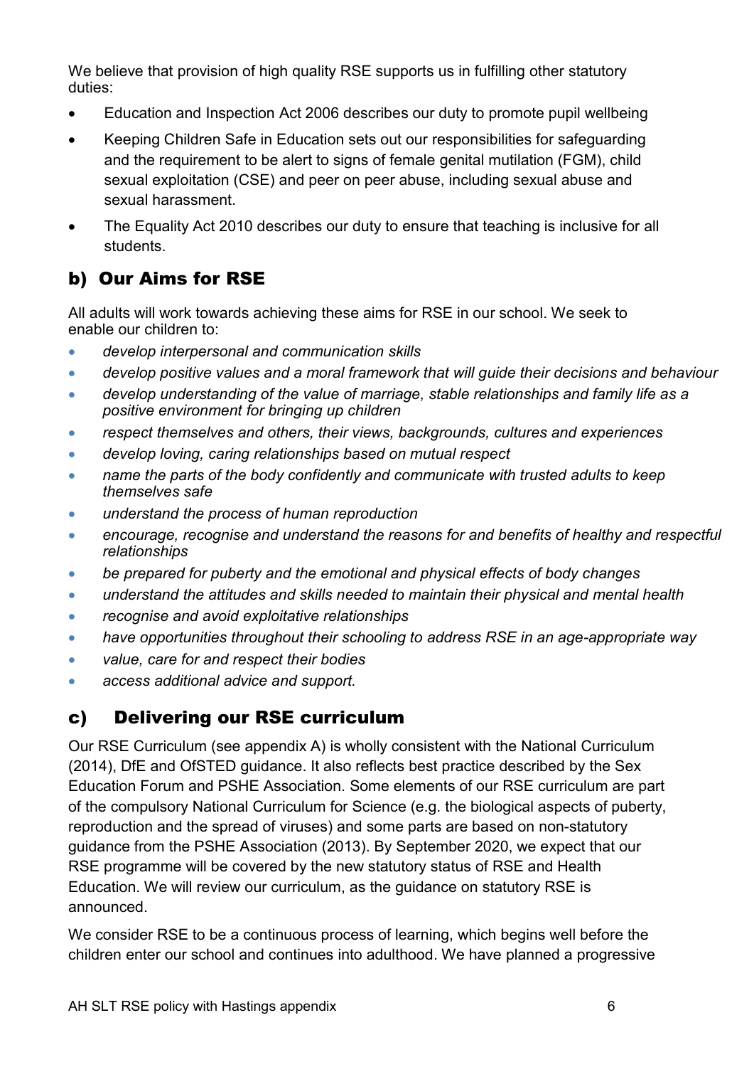We believe that provision of high quality RSE supports us in fulfilling other statutory duties:

- Education and Inspection Act 2006 describes our duty to promote pupil wellbeing
- Keeping Children Safe in Education sets out our responsibilities for safeguarding and the requirement to be alert to signs of female genital mutilation (FGM), child sexual exploitation (CSE) and peer on peer abuse, including sexual abuse and sexual harassment.
- The Equality Act 2010 describes our duty to ensure that teaching is inclusive for all students.

## b) Our Aims for RSE

All adults will work towards achieving these aims for RSE in our school. We seek to enable our children to:

- *develop interpersonal and communication skills*
- *develop positive values and a moral framework that will guide their decisions and behaviour*
- *develop understanding of the value of marriage, stable relationships and family life as a positive environment for bringing up children*
- *respect themselves and others, their views, backgrounds, cultures and experiences*
- *develop loving, caring relationships based on mutual respect*
- *name the parts of the body confidently and communicate with trusted adults to keep themselves safe*
- *understand the process of human reproduction*
- *encourage, recognise and understand the reasons for and benefits of healthy and respectful relationships*
- *be prepared for puberty and the emotional and physical effects of body changes*
- *understand the attitudes and skills needed to maintain their physical and mental health*
- *recognise and avoid exploitative relationships*
- *have opportunities throughout their schooling to address RSE in an age-appropriate way*
- *value, care for and respect their bodies*
- *access additional advice and support.*

## c) Delivering our RSE curriculum

Our RSE Curriculum (see appendix A) is wholly consistent with the National Curriculum (2014), DfE and OfSTED guidance. It also reflects best practice described by the Sex Education Forum and PSHE Association. Some elements of our RSE curriculum are part of the compulsory National Curriculum for Science (e.g. the biological aspects of puberty, reproduction and the spread of viruses) and some parts are based on non-statutory guidance from the PSHE Association (2013). By September 2020, we expect that our RSE programme will be covered by the new statutory status of RSE and Health Education. We will review our curriculum, as the guidance on statutory RSE is announced.

We consider RSE to be a continuous process of learning, which begins well before the children enter our school and continues into adulthood. We have planned a progressive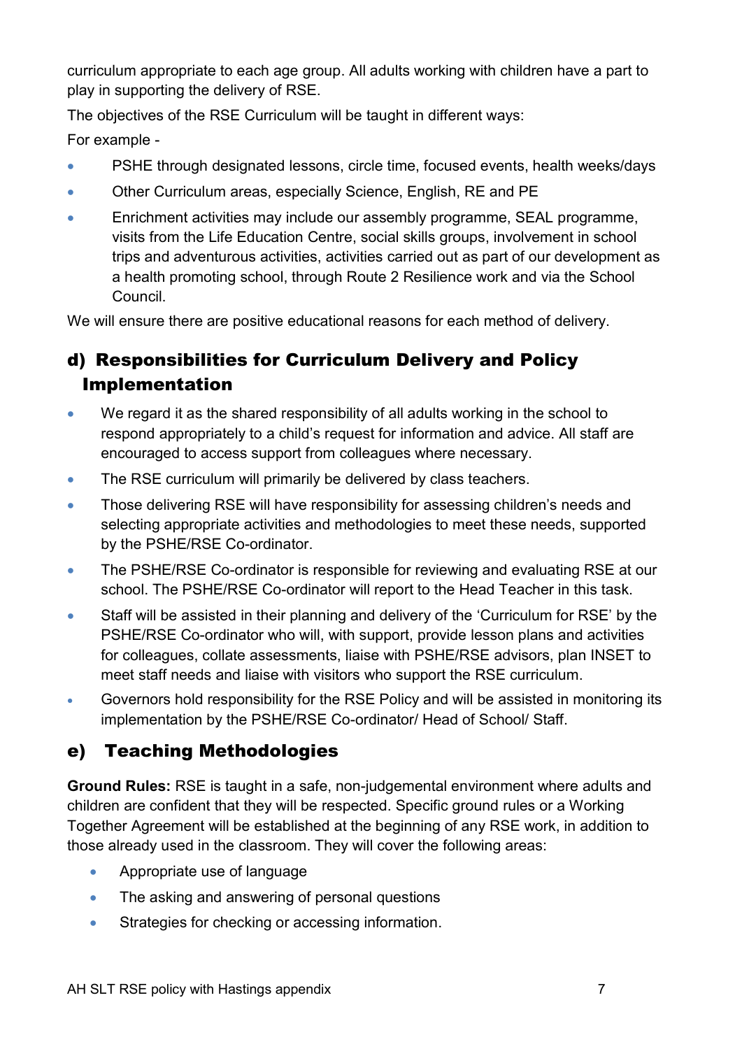curriculum appropriate to each age group. All adults working with children have a part to play in supporting the delivery of RSE.

The objectives of the RSE Curriculum will be taught in different ways:

For example -

- PSHE through designated lessons, circle time, focused events, health weeks/days
- Other Curriculum areas, especially Science, English, RE and PE
- Enrichment activities may include our assembly programme, SEAL programme, visits from the Life Education Centre, social skills groups, involvement in school trips and adventurous activities, activities carried out as part of our development as a health promoting school, through Route 2 Resilience work and via the School Council.

We will ensure there are positive educational reasons for each method of delivery.

## d) Responsibilities for Curriculum Delivery and Policy Implementation

- We regard it as the shared responsibility of all adults working in the school to respond appropriately to a child's request for information and advice. All staff are encouraged to access support from colleagues where necessary.
- The RSE curriculum will primarily be delivered by class teachers.
- Those delivering RSE will have responsibility for assessing children's needs and selecting appropriate activities and methodologies to meet these needs, supported by the PSHE/RSE Co-ordinator.
- The PSHE/RSE Co-ordinator is responsible for reviewing and evaluating RSE at our school. The PSHE/RSE Co-ordinator will report to the Head Teacher in this task.
- Staff will be assisted in their planning and delivery of the 'Curriculum for RSE' by the PSHE/RSE Co-ordinator who will, with support, provide lesson plans and activities for colleagues, collate assessments, liaise with PSHE/RSE advisors, plan INSET to meet staff needs and liaise with visitors who support the RSE curriculum.
- Governors hold responsibility for the RSE Policy and will be assisted in monitoring its implementation by the PSHE/RSE Co-ordinator/ Head of School/ Staff.

## e) Teaching Methodologies

**Ground Rules:** RSE is taught in a safe, non-judgemental environment where adults and children are confident that they will be respected. Specific ground rules or a Working Together Agreement will be established at the beginning of any RSE work, in addition to those already used in the classroom. They will cover the following areas:

- Appropriate use of language
- The asking and answering of personal questions
- Strategies for checking or accessing information.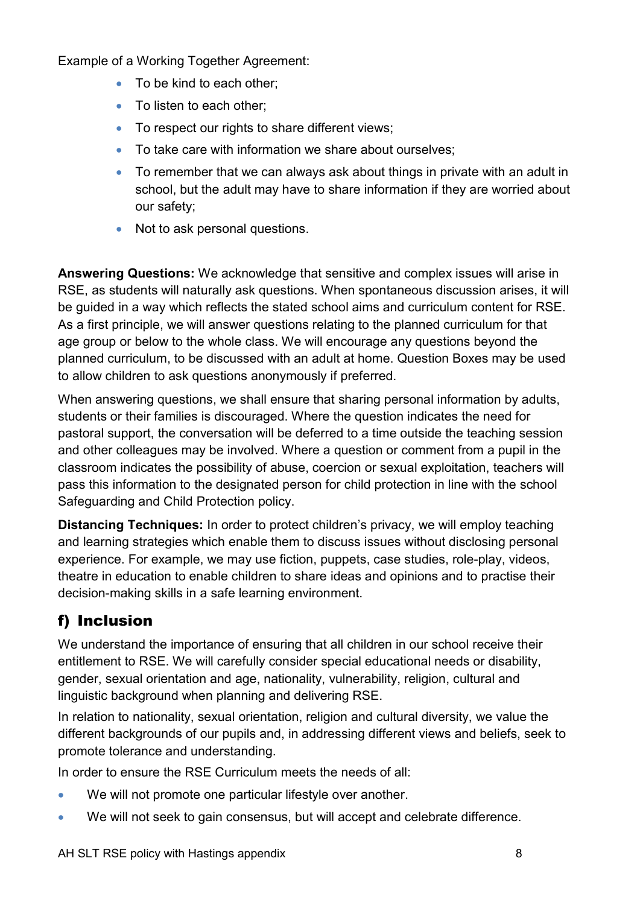Example of a Working Together Agreement:

- To be kind to each other;
- To listen to each other;
- To respect our rights to share different views;
- To take care with information we share about ourselves;
- To remember that we can always ask about things in private with an adult in school, but the adult may have to share information if they are worried about our safety;
- Not to ask personal questions.

**Answering Questions:** We acknowledge that sensitive and complex issues will arise in RSE, as students will naturally ask questions. When spontaneous discussion arises, it will be guided in a way which reflects the stated school aims and curriculum content for RSE. As a first principle, we will answer questions relating to the planned curriculum for that age group or below to the whole class. We will encourage any questions beyond the planned curriculum, to be discussed with an adult at home. Question Boxes may be used to allow children to ask questions anonymously if preferred.

When answering questions, we shall ensure that sharing personal information by adults, students or their families is discouraged. Where the question indicates the need for pastoral support, the conversation will be deferred to a time outside the teaching session and other colleagues may be involved. Where a question or comment from a pupil in the classroom indicates the possibility of abuse, coercion or sexual exploitation, teachers will pass this information to the designated person for child protection in line with the school Safeguarding and Child Protection policy.

**Distancing Techniques:** In order to protect children's privacy, we will employ teaching and learning strategies which enable them to discuss issues without disclosing personal experience. For example, we may use fiction, puppets, case studies, role-play, videos, theatre in education to enable children to share ideas and opinions and to practise their decision-making skills in a safe learning environment.

## f) Inclusion

We understand the importance of ensuring that all children in our school receive their entitlement to RSE. We will carefully consider special educational needs or disability, gender, sexual orientation and age, nationality, vulnerability, religion, cultural and linguistic background when planning and delivering RSE.

In relation to nationality, sexual orientation, religion and cultural diversity, we value the different backgrounds of our pupils and, in addressing different views and beliefs, seek to promote tolerance and understanding.

In order to ensure the RSE Curriculum meets the needs of all:

- We will not promote one particular lifestyle over another.
- We will not seek to gain consensus, but will accept and celebrate difference.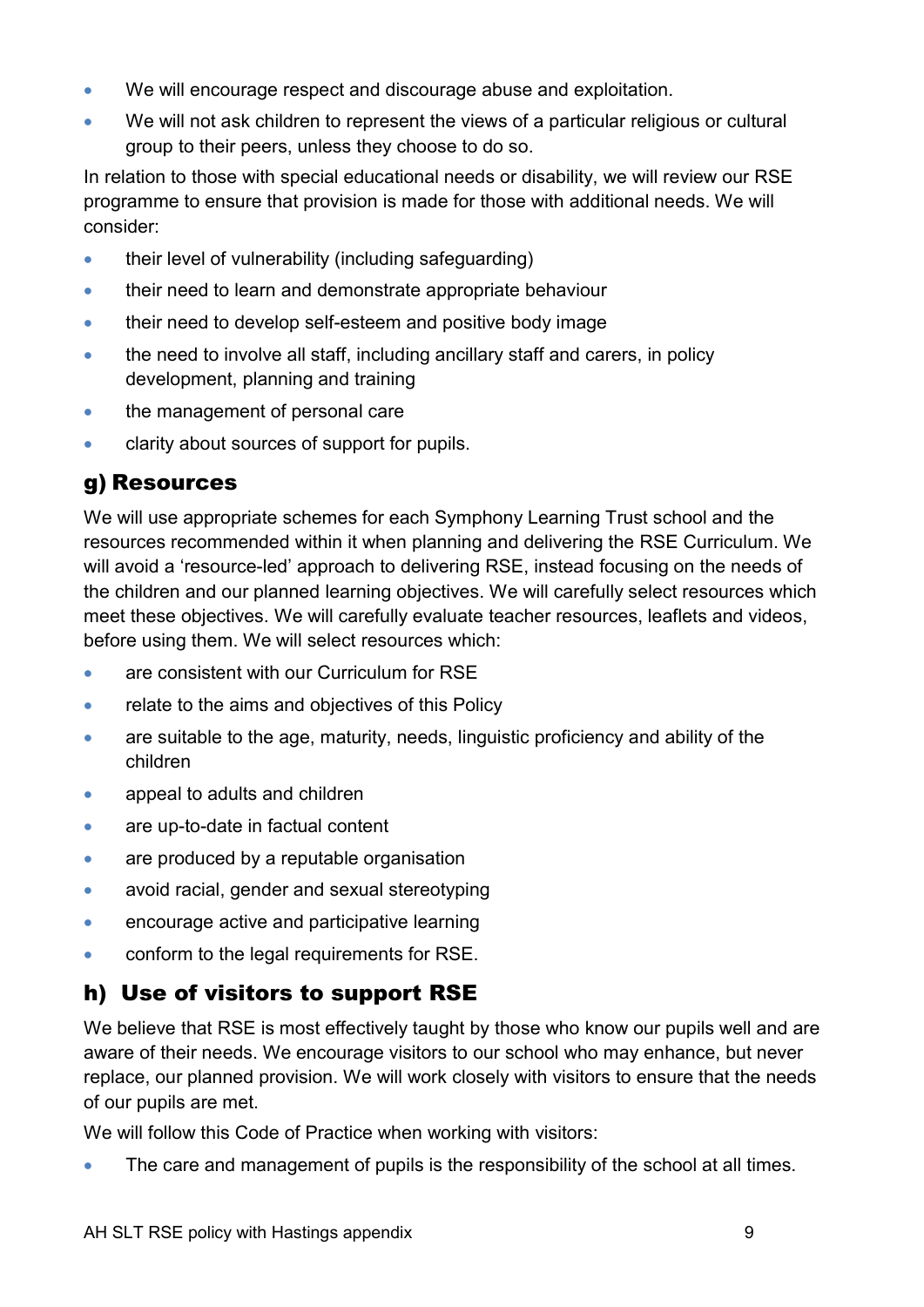- We will encourage respect and discourage abuse and exploitation.
- We will not ask children to represent the views of a particular religious or cultural group to their peers, unless they choose to do so.

In relation to those with special educational needs or disability, we will review our RSE programme to ensure that provision is made for those with additional needs. We will consider:

- their level of vulnerability (including safeguarding)
- their need to learn and demonstrate appropriate behaviour
- their need to develop self-esteem and positive body image
- the need to involve all staff, including ancillary staff and carers, in policy development, planning and training
- the management of personal care
- clarity about sources of support for pupils.

## g) Resources

We will use appropriate schemes for each Symphony Learning Trust school and the resources recommended within it when planning and delivering the RSE Curriculum. We will avoid a 'resource-led' approach to delivering RSE, instead focusing on the needs of the children and our planned learning objectives. We will carefully select resources which meet these objectives. We will carefully evaluate teacher resources, leaflets and videos, before using them. We will select resources which:

- are consistent with our Curriculum for RSE
- relate to the aims and objectives of this Policy
- are suitable to the age, maturity, needs, linguistic proficiency and ability of the children
- appeal to adults and children
- are up-to-date in factual content
- are produced by a reputable organisation
- avoid racial, gender and sexual stereotyping
- encourage active and participative learning
- conform to the legal requirements for RSE.

## h) Use of visitors to support RSE

We believe that RSE is most effectively taught by those who know our pupils well and are aware of their needs. We encourage visitors to our school who may enhance, but never replace, our planned provision. We will work closely with visitors to ensure that the needs of our pupils are met.

We will follow this Code of Practice when working with visitors:

- The care and management of pupils is the responsibility of the school at all times.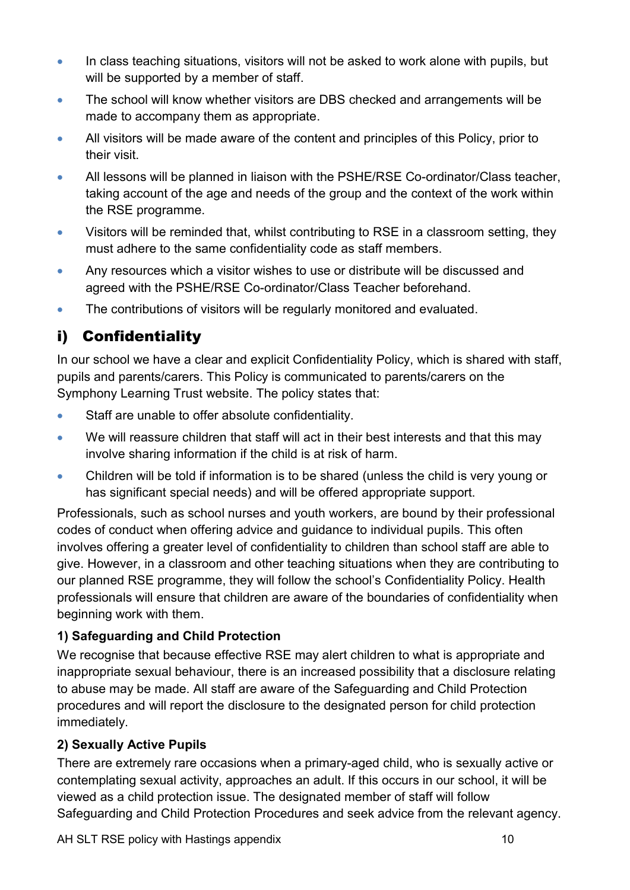- In class teaching situations, visitors will not be asked to work alone with pupils, but will be supported by a member of staff.
- The school will know whether visitors are DBS checked and arrangements will be made to accompany them as appropriate.
- All visitors will be made aware of the content and principles of this Policy, prior to their visit.
- All lessons will be planned in liaison with the PSHE/RSE Co-ordinator/Class teacher, taking account of the age and needs of the group and the context of the work within the RSE programme.
- Visitors will be reminded that, whilst contributing to RSE in a classroom setting, they must adhere to the same confidentiality code as staff members.
- Any resources which a visitor wishes to use or distribute will be discussed and agreed with the PSHE/RSE Co-ordinator/Class Teacher beforehand.
- The contributions of visitors will be regularly monitored and evaluated.

## i) Confidentiality

In our school we have a clear and explicit Confidentiality Policy, which is shared with staff, pupils and parents/carers. This Policy is communicated to parents/carers on the Symphony Learning Trust website. The policy states that:

- Staff are unable to offer absolute confidentiality.
- We will reassure children that staff will act in their best interests and that this may involve sharing information if the child is at risk of harm.
- Children will be told if information is to be shared (unless the child is very young or has significant special needs) and will be offered appropriate support.

Professionals, such as school nurses and youth workers, are bound by their professional codes of conduct when offering advice and guidance to individual pupils. This often involves offering a greater level of confidentiality to children than school staff are able to give. However, in a classroom and other teaching situations when they are contributing to our planned RSE programme, they will follow the school's Confidentiality Policy. Health professionals will ensure that children are aware of the boundaries of confidentiality when beginning work with them.

### 1) Safeguarding and Child Protection

We recognise that because effective RSE may alert children to what is appropriate and inappropriate sexual behaviour, there is an increased possibility that a disclosure relating to abuse may be made. All staff are aware of the Safeguarding and Child Protection procedures and will report the disclosure to the designated person for child protection immediately.

### 2) Sexually Active Pupils

There are extremely rare occasions when a primary-aged child, who is sexually active or contemplating sexual activity, approaches an adult. If this occurs in our school, it will be viewed as a child protection issue. The designated member of staff will follow Safeguarding and Child Protection Procedures and seek advice from the relevant agency.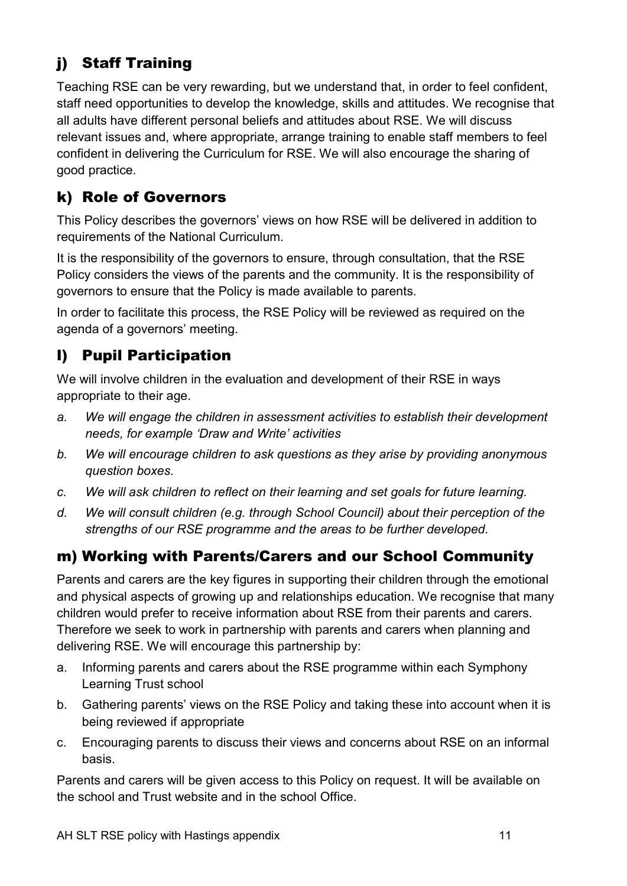## j) Staff Training

Teaching RSE can be very rewarding, but we understand that, in order to feel confident, staff need opportunities to develop the knowledge, skills and attitudes. We recognise that all adults have different personal beliefs and attitudes about RSE. We will discuss relevant issues and, where appropriate, arrange training to enable staff members to feel confident in delivering the Curriculum for RSE. We will also encourage the sharing of good practice.

## k) Role of Governors

This Policy describes the governors' views on how RSE will be delivered in addition to requirements of the National Curriculum.

It is the responsibility of the governors to ensure, through consultation, that the RSE Policy considers the views of the parents and the community. It is the responsibility of governors to ensure that the Policy is made available to parents.

In order to facilitate this process, the RSE Policy will be reviewed as required on the agenda of a governors' meeting.

## l) Pupil Participation

We will involve children in the evaluation and development of their RSE in ways appropriate to their age.

a. *We will engage the children in assessment activities to establish their development needs, for example 'Draw and Write' activities*
b. *We will encourage children to ask questions as they arise by providing anonymous question boxes.*
c. *We will ask children to reflect on their learning and set goals for future learning.*
d. *We will consult children (e.g. through School Council) about their perception of the strengths of our RSE programme and the areas to be further developed.*

## m) Working with Parents/Carers and our School Community

Parents and carers are the key figures in supporting their children through the emotional and physical aspects of growing up and relationships education. We recognise that many children would prefer to receive information about RSE from their parents and carers. Therefore we seek to work in partnership with parents and carers when planning and delivering RSE. We will encourage this partnership by:

a. Informing parents and carers about the RSE programme within each Symphony Learning Trust school
b. Gathering parents' views on the RSE Policy and taking these into account when it is being reviewed if appropriate
c. Encouraging parents to discuss their views and concerns about RSE on an informal basis.

Parents and carers will be given access to this Policy on request. It will be available on the school and Trust website and in the school Office.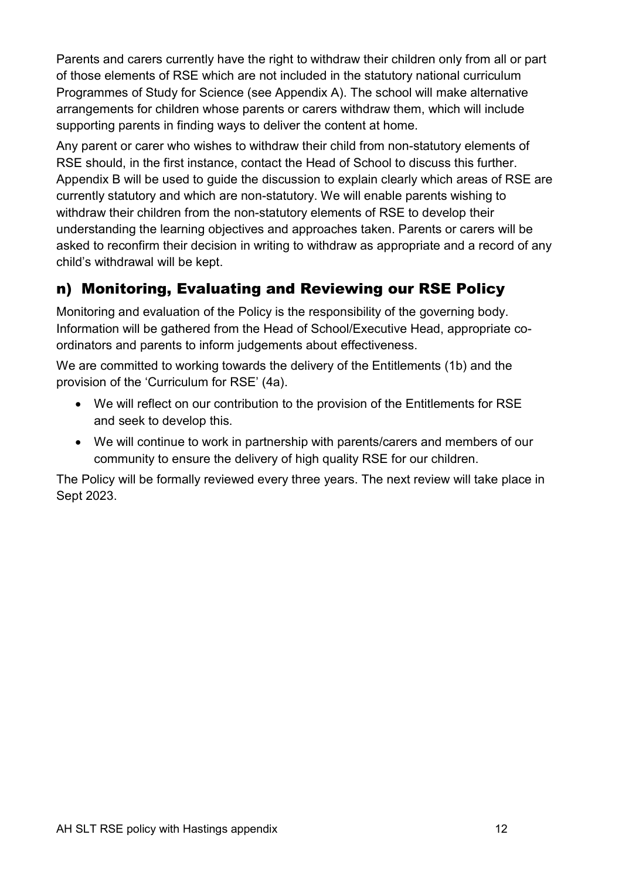Parents and carers currently have the right to withdraw their children only from all or part of those elements of RSE which are not included in the statutory national curriculum Programmes of Study for Science (see Appendix A). The school will make alternative arrangements for children whose parents or carers withdraw them, which will include supporting parents in finding ways to deliver the content at home.

Any parent or carer who wishes to withdraw their child from non-statutory elements of RSE should, in the first instance, contact the Head of School to discuss this further. Appendix B will be used to guide the discussion to explain clearly which areas of RSE are currently statutory and which are non-statutory. We will enable parents wishing to withdraw their children from the non-statutory elements of RSE to develop their understanding the learning objectives and approaches taken. Parents or carers will be asked to reconfirm their decision in writing to withdraw as appropriate and a record of any child's withdrawal will be kept.

## n) Monitoring, Evaluating and Reviewing our RSE Policy

Monitoring and evaluation of the Policy is the responsibility of the governing body. Information will be gathered from the Head of School/Executive Head, appropriate co-ordinators and parents to inform judgements about effectiveness.

We are committed to working towards the delivery of the Entitlements (1b) and the provision of the 'Curriculum for RSE' (4a).

- We will reflect on our contribution to the provision of the Entitlements for RSE and seek to develop this.
- We will continue to work in partnership with parents/carers and members of our community to ensure the delivery of high quality RSE for our children.

The Policy will be formally reviewed every three years. The next review will take place in Sept 2023.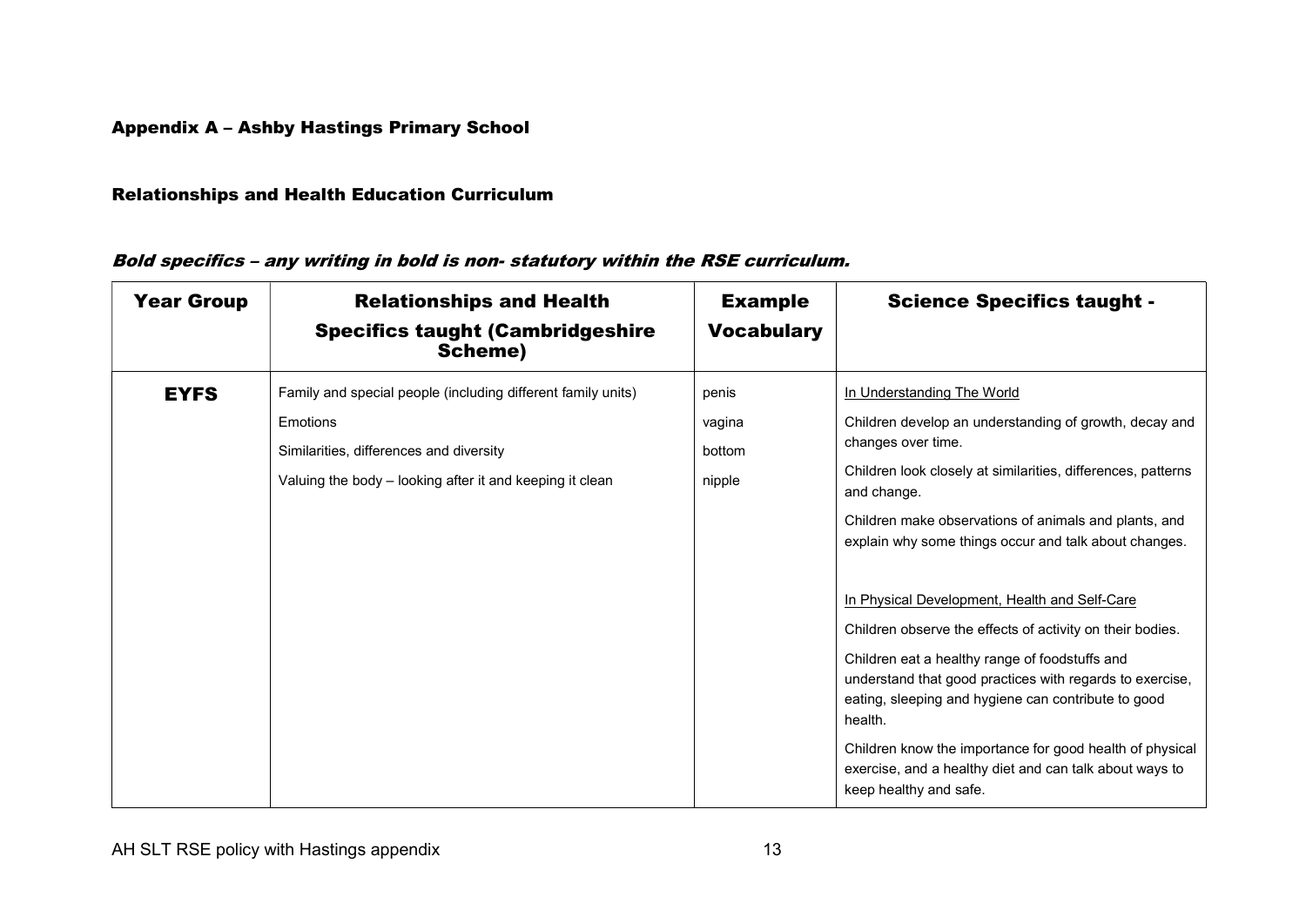## Appendix A – Ashby Hastings Primary School

## Relationships and Health Education Curriculum

***Bold specifics – any writing in bold is non- statutory within the RSE curriculum.***

| Year Group | Relationships and Health Specifics taught (Cambridgeshire Scheme) | Example Vocabulary | Science Specifics taught - |
|---|---|---|---|
| **EYFS** | Family and special people (including different family units)<br>Emotions<br>Similarities, differences and diversity<br>Valuing the body – looking after it and keeping it clean | penis<br>vagina<br>bottom<br>nipple | <u>In Understanding The World</u><br>Children develop an understanding of growth, decay and changes over time.<br>Children look closely at similarities, differences, patterns and change.<br>Children make observations of animals and plants, and explain why some things occur and talk about changes.<br><br><u>In Physical Development, Health and Self-Care</u><br>Children observe the effects of activity on their bodies.<br>Children eat a healthy range of foodstuffs and understand that good practices with regards to exercise, eating, sleeping and hygiene can contribute to good health.<br>Children know the importance for good health of physical exercise, and a healthy diet and can talk about ways to keep healthy and safe. |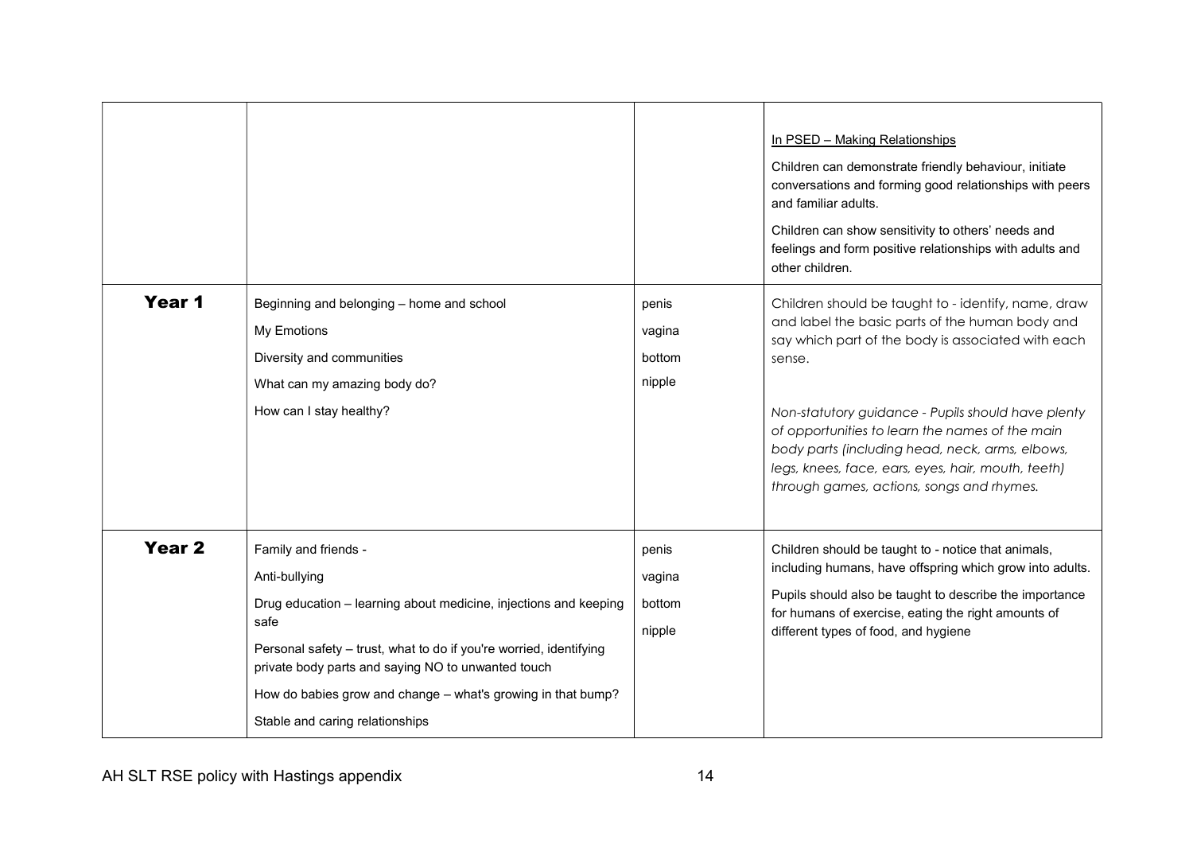| | | | |
|---|---|---|---|
| | | | In PSED – Making Relationships<br><br>Children can demonstrate friendly behaviour, initiate conversations and forming good relationships with peers and familiar adults.<br><br>Children can show sensitivity to others' needs and feelings and form positive relationships with adults and other children. |
| **Year 1** | Beginning and belonging – home and school<br><br>My Emotions<br><br>Diversity and communities<br><br>What can my amazing body do?<br><br>How can I stay healthy? | penis<br><br>vagina<br><br>bottom<br><br>nipple | Children should be taught to - identify, name, draw and label the basic parts of the human body and say which part of the body is associated with each sense.<br><br>*Non-statutory guidance - Pupils should have plenty of opportunities to learn the names of the main body parts (including head, neck, arms, elbows, legs, knees, face, ears, eyes, hair, mouth, teeth) through games, actions, songs and rhymes.* |
| **Year 2** | Family and friends -<br><br>Anti-bullying<br><br>Drug education – learning about medicine, injections and keeping safe<br><br>Personal safety – trust, what to do if you're worried, identifying private body parts and saying NO to unwanted touch<br><br>How do babies grow and change – what's growing in that bump?<br><br>Stable and caring relationships | penis<br><br>vagina<br><br>bottom<br><br>nipple | Children should be taught to - notice that animals, including humans, have offspring which grow into adults.<br><br>Pupils should also be taught to describe the importance for humans of exercise, eating the right amounts of different types of food, and hygiene |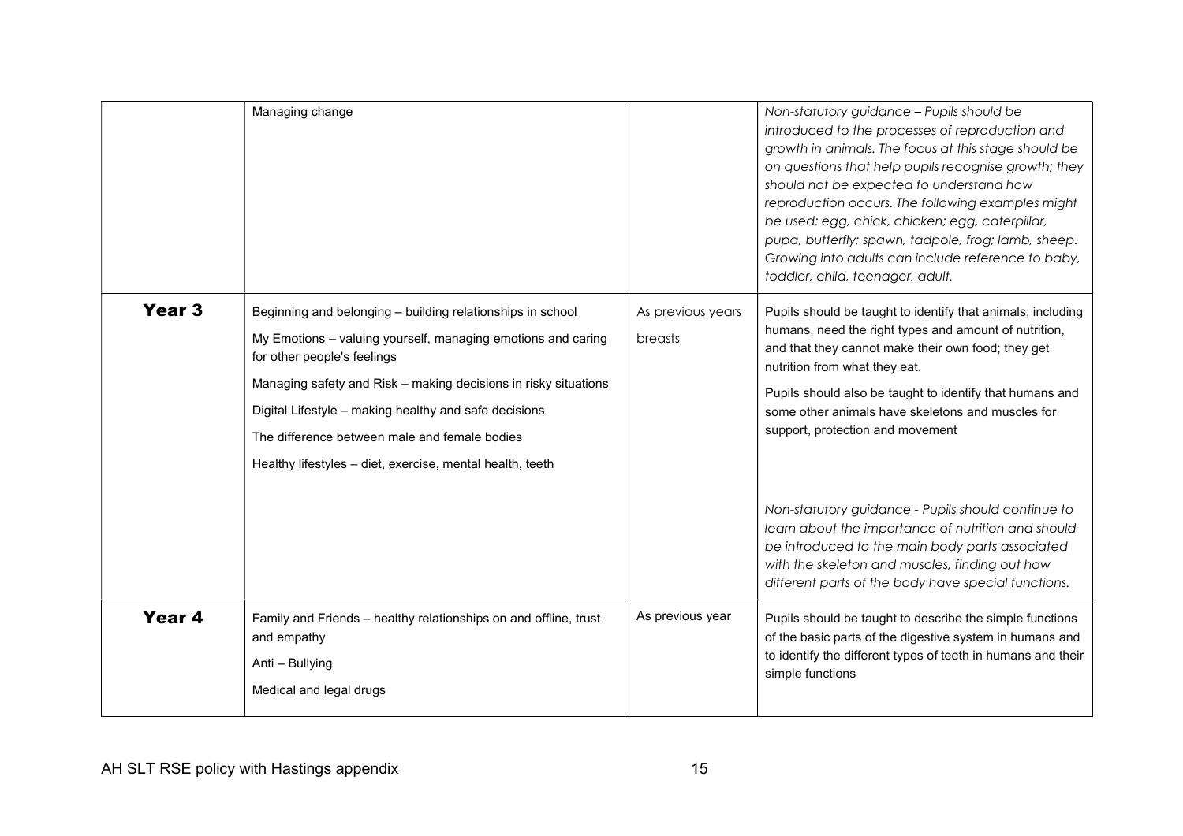| | | | |
|---|---|---|---|
| | Managing change | | *Non-statutory guidance – Pupils should be introduced to the processes of reproduction and growth in animals. The focus at this stage should be on questions that help pupils recognise growth; they should not be expected to understand how reproduction occurs. The following examples might be used: egg, chick, chicken; egg, caterpillar, pupa, butterfly; spawn, tadpole, frog; lamb, sheep. Growing into adults can include reference to baby, toddler, child, teenager, adult.* |
| **Year 3** | Beginning and belonging – building relationships in school<br><br>My Emotions – valuing yourself, managing emotions and caring for other people's feelings<br><br>Managing safety and Risk – making decisions in risky situations<br><br>Digital Lifestyle – making healthy and safe decisions<br><br>The difference between male and female bodies<br><br>Healthy lifestyles – diet, exercise, mental health, teeth | As previous years<br><br>breasts | Pupils should be taught to identify that animals, including humans, need the right types and amount of nutrition, and that they cannot make their own food; they get nutrition from what they eat.<br><br>Pupils should also be taught to identify that humans and some other animals have skeletons and muscles for support, protection and movement<br><br>*Non-statutory guidance - Pupils should continue to learn about the importance of nutrition and should be introduced to the main body parts associated with the skeleton and muscles, finding out how different parts of the body have special functions.* |
| **Year 4** | Family and Friends – healthy relationships on and offline, trust and empathy<br><br>Anti – Bullying<br><br>Medical and legal drugs | As previous year | Pupils should be taught to describe the simple functions of the basic parts of the digestive system in humans and to identify the different types of teeth in humans and their simple functions |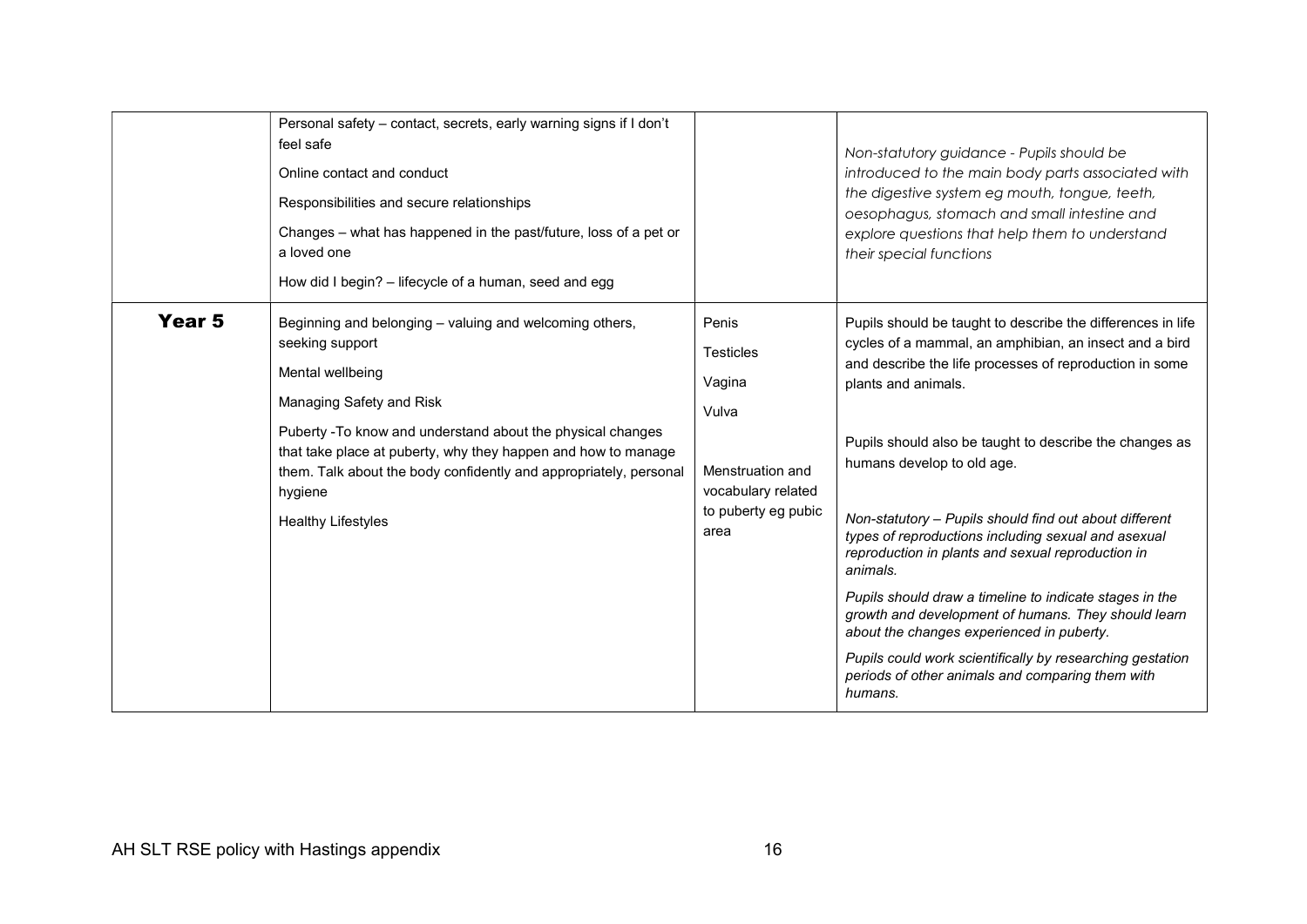| | | | |
|---|---|---|---|
| | Personal safety – contact, secrets, early warning signs if I don't feel safe<br><br>Online contact and conduct<br><br>Responsibilities and secure relationships<br><br>Changes – what has happened in the past/future, loss of a pet or a loved one<br><br>How did I begin? – lifecycle of a human, seed and egg | | *Non-statutory guidance - Pupils should be introduced to the main body parts associated with the digestive system eg mouth, tongue, teeth, oesophagus, stomach and small intestine and explore questions that help them to understand their special functions* |
| **Year 5** | Beginning and belonging – valuing and welcoming others, seeking support<br><br>Mental wellbeing<br><br>Managing Safety and Risk<br><br>Puberty -To know and understand about the physical changes that take place at puberty, why they happen and how to manage them. Talk about the body confidently and appropriately, personal hygiene<br><br>Healthy Lifestyles | Penis<br><br>Testicles<br><br>Vagina<br><br>Vulva<br><br>Menstruation and vocabulary related to puberty eg pubic area | Pupils should be taught to describe the differences in life cycles of a mammal, an amphibian, an insect and a bird and describe the life processes of reproduction in some plants and animals.<br><br>Pupils should also be taught to describe the changes as humans develop to old age.<br><br>*Non-statutory – Pupils should find out about different types of reproductions including sexual and asexual reproduction in plants and sexual reproduction in animals.*<br><br>*Pupils should draw a timeline to indicate stages in the growth and development of humans. They should learn about the changes experienced in puberty.*<br><br>*Pupils could work scientifically by researching gestation periods of other animals and comparing them with humans.* |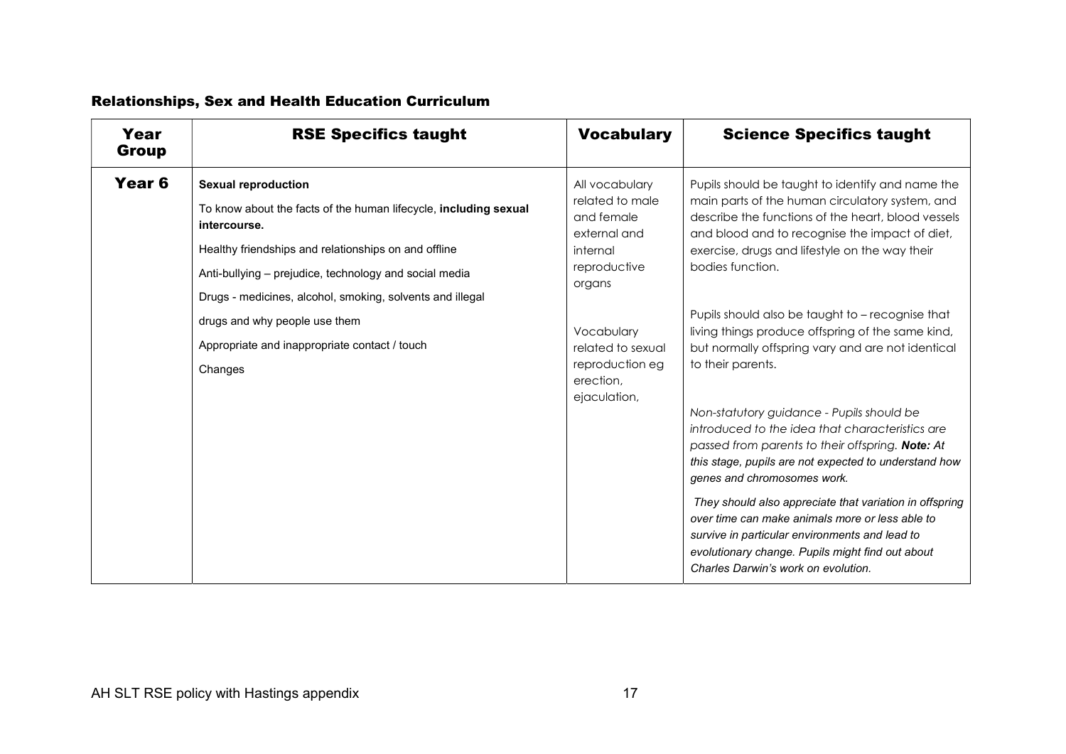## Relationships, Sex and Health Education Curriculum

| Year Group | RSE Specifics taught | Vocabulary | Science Specifics taught |
|---|---|---|---|
| **Year 6** | **Sexual reproduction**<br><br>To know about the facts of the human lifecycle, **including sexual intercourse.**<br><br>Healthy friendships and relationships on and offline<br><br>Anti-bullying – prejudice, technology and social media<br><br>Drugs - medicines, alcohol, smoking, solvents and illegal<br><br>drugs and why people use them<br><br>Appropriate and inappropriate contact / touch<br><br>Changes | All vocabulary related to male and female external and internal reproductive organs<br><br>Vocabulary related to sexual reproduction eg erection, ejaculation, | Pupils should be taught to identify and name the main parts of the human circulatory system, and describe the functions of the heart, blood vessels and blood and to recognise the impact of diet, exercise, drugs and lifestyle on the way their bodies function.<br><br>Pupils should also be taught to – recognise that living things produce offspring of the same kind, but normally offspring vary and are not identical to their parents.<br><br>*Non-statutory guidance - Pupils should be introduced to the idea that characteristics are passed from parents to their offspring.* ***Note:*** *At this stage, pupils are not expected to understand how genes and chromosomes work.*<br><br>*They should also appreciate that variation in offspring over time can make animals more or less able to survive in particular environments and lead to evolutionary change. Pupils might find out about Charles Darwin's work on evolution.* |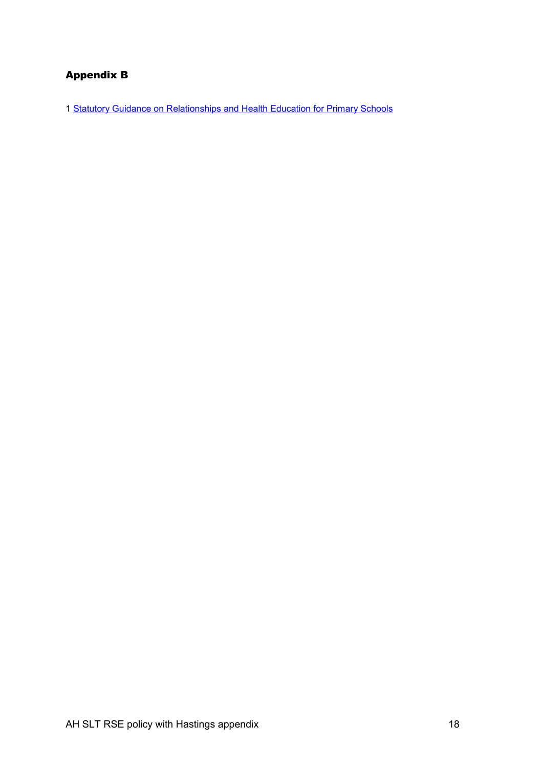## Appendix B

1 Statutory Guidance on Relationships and Health Education for Primary Schools